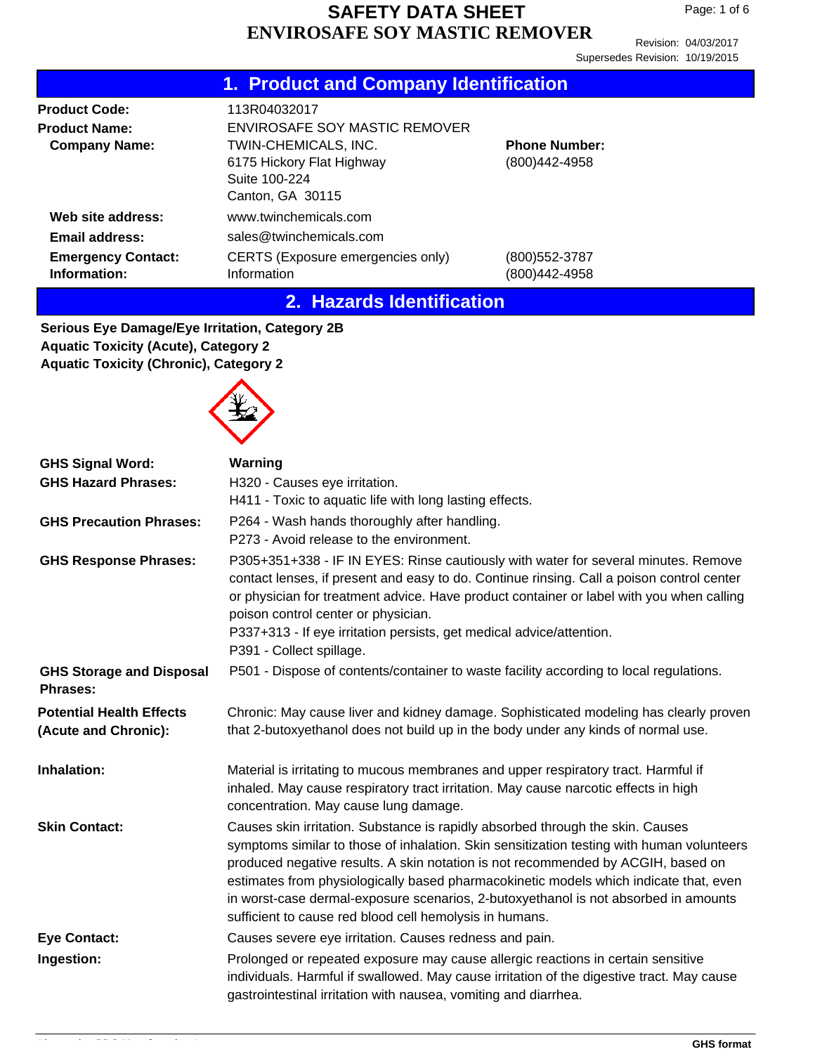# SAFETY DATA SHEET
# ENVIROSAFE SOY MASTIC REMOVER

Revision: 04/03/2017
Supersedes Revision: 10/19/2015

## 1. Product and Company Identification

**Product Code:** 113R04032017

**Product Name:** ENVIROSAFE SOY MASTIC REMOVER

**Company Name:** TWIN-CHEMICALS, INC.
6175 Hickory Flat Highway
Suite 100-224
Canton, GA 30115

**Phone Number:** (800)442-4958

**Web site address:** www.twinchemicals.com

**Email address:** sales@twinchemicals.com

**Emergency Contact:** CERTS (Exposure emergencies only) (800)552-3787

**Information:** Information (800)442-4958

## 2. Hazards Identification

**Serious Eye Damage/Eye Irritation, Category 2B**
**Aquatic Toxicity (Acute), Category 2**
**Aquatic Toxicity (Chronic), Category 2**

**GHS Signal Word:** **Warning**

**GHS Hazard Phrases:**
H320 - Causes eye irritation.
H411 - Toxic to aquatic life with long lasting effects.

**GHS Precaution Phrases:**
P264 - Wash hands thoroughly after handling.
P273 - Avoid release to the environment.

**GHS Response Phrases:**
P305+351+338 - IF IN EYES: Rinse cautiously with water for several minutes. Remove contact lenses, if present and easy to do. Continue rinsing. Call a poison control center or physician for treatment advice. Have product container or label with you when calling poison control center or physician.
P337+313 - If eye irritation persists, get medical advice/attention.
P391 - Collect spillage.

**GHS Storage and Disposal Phrases:**
P501 - Dispose of contents/container to waste facility according to local regulations.

**Potential Health Effects (Acute and Chronic):**
Chronic: May cause liver and kidney damage. Sophisticated modeling has clearly proven that 2-butoxyethanol does not build up in the body under any kinds of normal use.

**Inhalation:**
Material is irritating to mucous membranes and upper respiratory tract. Harmful if inhaled. May cause respiratory tract irritation. May cause narcotic effects in high concentration. May cause lung damage.

**Skin Contact:**
Causes skin irritation. Substance is rapidly absorbed through the skin. Causes symptoms similar to those of inhalation. Skin sensitization testing with human volunteers produced negative results. A skin notation is not recommended by ACGIH, based on estimates from physiologically based pharmacokinetic models which indicate that, even in worst-case dermal-exposure scenarios, 2-butoxyethanol is not absorbed in amounts sufficient to cause red blood cell hemolysis in humans.

**Eye Contact:**
Causes severe eye irritation. Causes redness and pain.

**Ingestion:**
Prolonged or repeated exposure may cause allergic reactions in certain sensitive individuals. Harmful if swallowed. May cause irritation of the digestive tract. May cause gastrointestinal irritation with nausea, vomiting and diarrhea.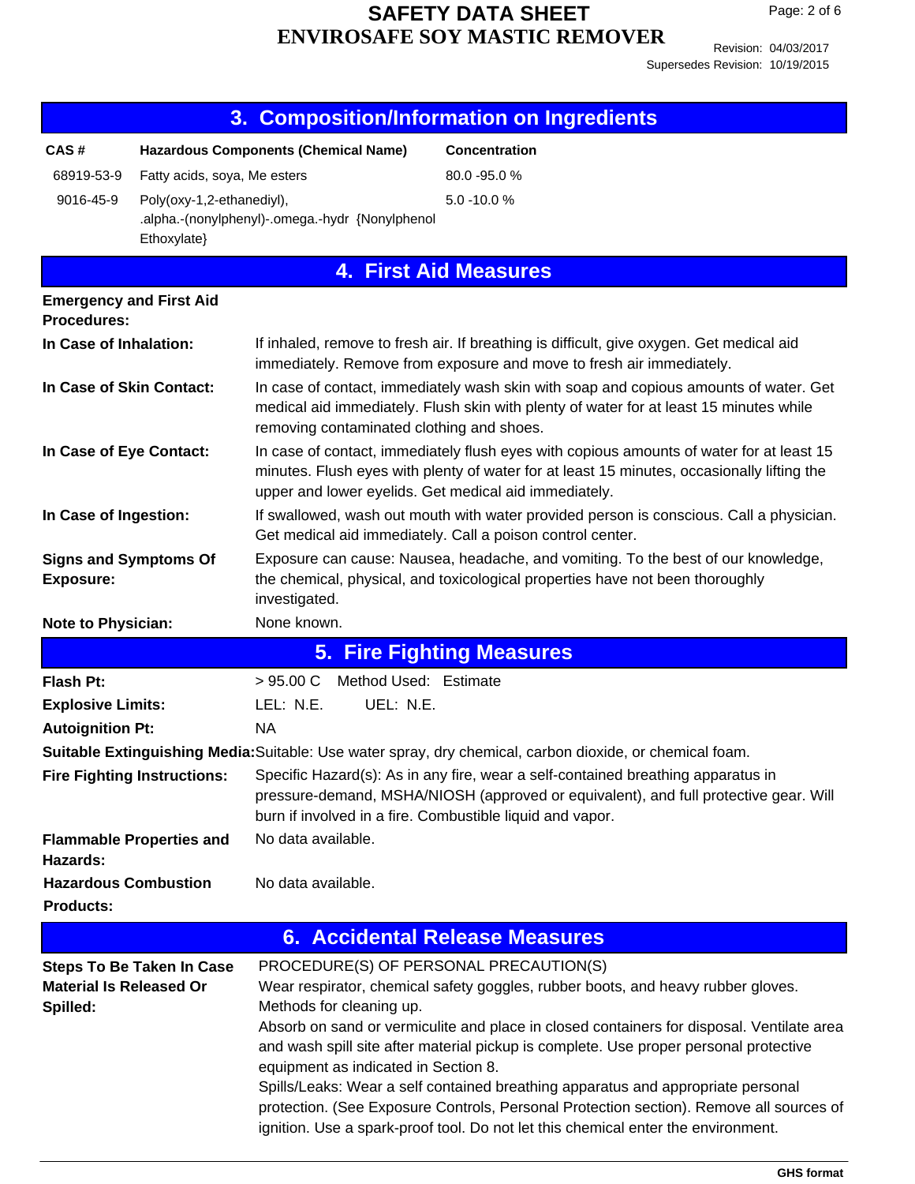## 3. Composition/Information on Ingredients

| CAS # | Hazardous Components (Chemical Name) | Concentration |
|---|---|---|
| 68919-53-9 | Fatty acids, soya, Me esters | 80.0 -95.0 % |
| 9016-45-9 | Poly(oxy-1,2-ethanediyl), .alpha.-(nonylphenyl)-.omega.-hydr {Nonylphenol Ethoxylate} | 5.0 -10.0 % |

## 4. First Aid Measures

**Emergency and First Aid Procedures:**

**In Case of Inhalation:** If inhaled, remove to fresh air. If breathing is difficult, give oxygen. Get medical aid immediately. Remove from exposure and move to fresh air immediately.

**In Case of Skin Contact:** In case of contact, immediately wash skin with soap and copious amounts of water. Get medical aid immediately. Flush skin with plenty of water for at least 15 minutes while removing contaminated clothing and shoes.

**In Case of Eye Contact:** In case of contact, immediately flush eyes with copious amounts of water for at least 15 minutes. Flush eyes with plenty of water for at least 15 minutes, occasionally lifting the upper and lower eyelids. Get medical aid immediately.

**In Case of Ingestion:** If swallowed, wash out mouth with water provided person is conscious. Call a physician. Get medical aid immediately. Call a poison control center.

**Signs and Symptoms Of Exposure:** Exposure can cause: Nausea, headache, and vomiting. To the best of our knowledge, the chemical, physical, and toxicological properties have not been thoroughly investigated.

**Note to Physician:** None known.

## 5. Fire Fighting Measures

**Flash Pt:** > 95.00 C Method Used: Estimate

**Explosive Limits:** LEL: N.E. UEL: N.E.

**Autoignition Pt:** NA

**Suitable Extinguishing Media:** Suitable: Use water spray, dry chemical, carbon dioxide, or chemical foam.

**Fire Fighting Instructions:** Specific Hazard(s): As in any fire, wear a self-contained breathing apparatus in pressure-demand, MSHA/NIOSH (approved or equivalent), and full protective gear. Will burn if involved in a fire. Combustible liquid and vapor.

**Flammable Properties and Hazards:** No data available.

**Hazardous Combustion Products:** No data available.

## 6. Accidental Release Measures

**Steps To Be Taken In Case Material Is Released Or Spilled:**

PROCEDURE(S) OF PERSONAL PRECAUTION(S)
Wear respirator, chemical safety goggles, rubber boots, and heavy rubber gloves.
Methods for cleaning up.
Absorb on sand or vermiculite and place in closed containers for disposal. Ventilate area and wash spill site after material pickup is complete. Use proper personal protective equipment as indicated in Section 8.
Spills/Leaks: Wear a self contained breathing apparatus and appropriate personal protection. (See Exposure Controls, Personal Protection section). Remove all sources of ignition. Use a spark-proof tool. Do not let this chemical enter the environment.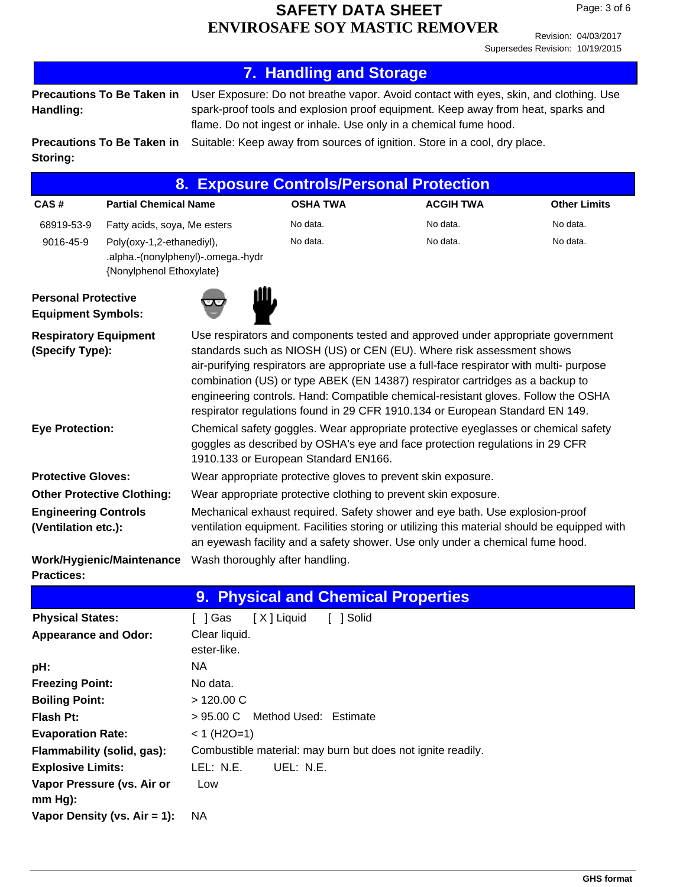## 7. Handling and Storage

**Precautions To Be Taken in Handling:** User Exposure: Do not breathe vapor. Avoid contact with eyes, skin, and clothing. Use spark-proof tools and explosion proof equipment. Keep away from heat, sparks and flame. Do not ingest or inhale. Use only in a chemical fume hood.

**Precautions To Be Taken in Storing:** Suitable: Keep away from sources of ignition. Store in a cool, dry place.

## 8. Exposure Controls/Personal Protection

| CAS # | Partial Chemical Name | OSHA TWA | ACGIH TWA | Other Limits |
|---|---|---|---|---|
| 68919-53-9 | Fatty acids, soya, Me esters | No data. | No data. | No data. |
| 9016-45-9 | Poly(oxy-1,2-ethanediyl), .alpha.-(nonylphenyl)-.omega.-hydr {Nonylphenol Ethoxylate} | No data. | No data. | No data. |

**Personal Protective Equipment Symbols:**

**Respiratory Equipment (Specify Type):** Use respirators and components tested and approved under appropriate government standards such as NIOSH (US) or CEN (EU). Where risk assessment shows air-purifying respirators are appropriate use a full-face respirator with multi- purpose combination (US) or type ABEK (EN 14387) respirator cartridges as a backup to engineering controls. Hand: Compatible chemical-resistant gloves. Follow the OSHA respirator regulations found in 29 CFR 1910.134 or European Standard EN 149.

**Eye Protection:** Chemical safety goggles. Wear appropriate protective eyeglasses or chemical safety goggles as described by OSHA's eye and face protection regulations in 29 CFR 1910.133 or European Standard EN166.

**Protective Gloves:** Wear appropriate protective gloves to prevent skin exposure.

**Other Protective Clothing:** Wear appropriate protective clothing to prevent skin exposure.

**Engineering Controls (Ventilation etc.):** Mechanical exhaust required. Safety shower and eye bath. Use explosion-proof ventilation equipment. Facilities storing or utilizing this material should be equipped with an eyewash facility and a safety shower. Use only under a chemical fume hood.

**Work/Hygienic/Maintenance Practices:** Wash thoroughly after handling.

## 9. Physical and Chemical Properties

| | |
|---|---|
| **Physical States:** | [ ] Gas [X] Liquid [ ] Solid |
| **Appearance and Odor:** | Clear liquid. ester-like. |
| **pH:** | NA |
| **Freezing Point:** | No data. |
| **Boiling Point:** | > 120.00 C |
| **Flash Pt:** | > 95.00 C Method Used: Estimate |
| **Evaporation Rate:** | < 1 (H2O=1) |
| **Flammability (solid, gas):** | Combustible material: may burn but does not ignite readily. |
| **Explosive Limits:** | LEL: N.E. UEL: N.E. |
| **Vapor Pressure (vs. Air or mm Hg):** | Low |
| **Vapor Density (vs. Air = 1):** | NA |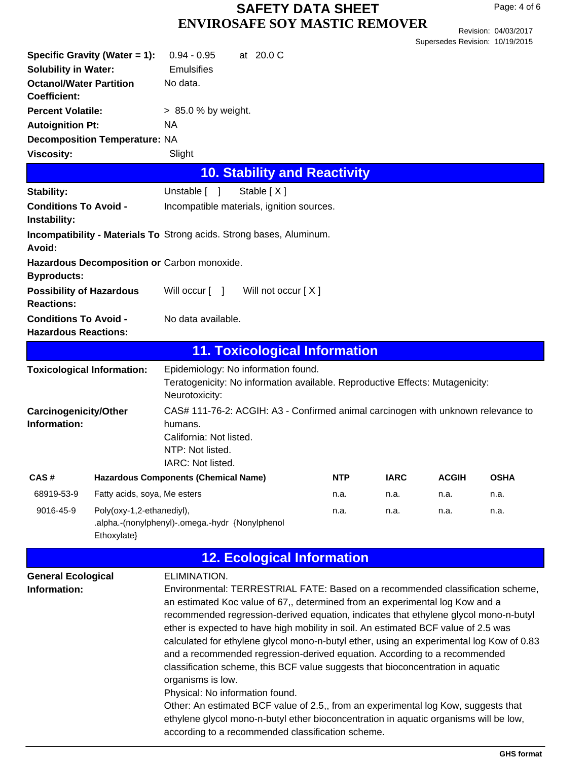| | |
|---|---|
| **Specific Gravity (Water = 1):** | 0.94 - 0.95 at 20.0 C |
| **Solubility in Water:** | Emulsifies |
| **Octanol/Water Partition Coefficient:** | No data. |
| **Percent Volatile:** | > 85.0 % by weight. |
| **Autoignition Pt:** | NA |
| **Decomposition Temperature:** | NA |
| **Viscosity:** | Slight |

## 10. Stability and Reactivity

| | |
|---|---|
| **Stability:** | Unstable [ ] Stable [ X ] |
| **Conditions To Avoid - Instability:** | Incompatible materials, ignition sources. |
| **Incompatibility - Materials To Avoid:** | Strong acids. Strong bases, Aluminum. |
| **Hazardous Decomposition or Byproducts:** | Carbon monoxide. |
| **Possibility of Hazardous Reactions:** | Will occur [ ] Will not occur [ X ] |
| **Conditions To Avoid - Hazardous Reactions:** | No data available. |

## 11. Toxicological Information

**Toxicological Information:** Epidemiology: No information found.
Teratogenicity: No information available. Reproductive Effects: Mutagenicity:
Neurotoxicity:

**Carcinogenicity/Other Information:** CAS# 111-76-2: ACGIH: A3 - Confirmed animal carcinogen with unknown relevance to humans.
California: Not listed.
NTP: Not listed.
IARC: Not listed.

| CAS # | Hazardous Components (Chemical Name) | NTP | IARC | ACGIH | OSHA |
|---|---|---|---|---|---|
| 68919-53-9 | Fatty acids, soya, Me esters | n.a. | n.a. | n.a. | n.a. |
| 9016-45-9 | Poly(oxy-1,2-ethanediyl), .alpha.-(nonylphenyl)-.omega.-hydr {Nonylphenol Ethoxylate} | n.a. | n.a. | n.a. | n.a. |

## 12. Ecological Information

**General Ecological Information:** ELIMINATION.
Environmental: TERRESTRIAL FATE: Based on a recommended classification scheme, an estimated Koc value of 67,, determined from an experimental log Kow and a recommended regression-derived equation, indicates that ethylene glycol mono-n-butyl ether is expected to have high mobility in soil. An estimated BCF value of 2.5 was calculated for ethylene glycol mono-n-butyl ether, using an experimental log Kow of 0.83 and a recommended regression-derived equation. According to a recommended classification scheme, this BCF value suggests that bioconcentration in aquatic organisms is low.
Physical: No information found.
Other: An estimated BCF value of 2.5,, from an experimental log Kow, suggests that ethylene glycol mono-n-butyl ether bioconcentration in aquatic organisms will be low, according to a recommended classification scheme.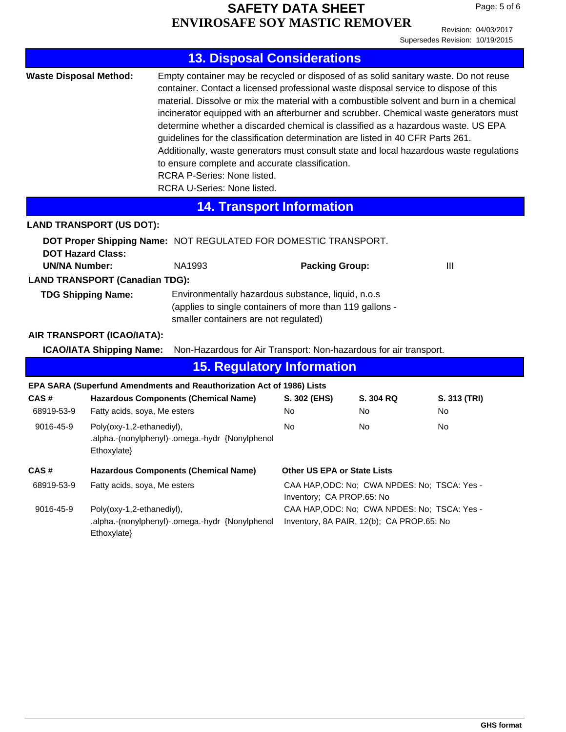## 13. Disposal Considerations

**Waste Disposal Method:** Empty container may be recycled or disposed of as solid sanitary waste. Do not reuse container. Contact a licensed professional waste disposal service to dispose of this material. Dissolve or mix the material with a combustible solvent and burn in a chemical incinerator equipped with an afterburner and scrubber. Chemical waste generators must determine whether a discarded chemical is classified as a hazardous waste. US EPA guidelines for the classification determination are listed in 40 CFR Parts 261. Additionally, waste generators must consult state and local hazardous waste regulations to ensure complete and accurate classification.
RCRA P-Series: None listed.
RCRA U-Series: None listed.

## 14. Transport Information

**LAND TRANSPORT (US DOT):**

**DOT Proper Shipping Name:** NOT REGULATED FOR DOMESTIC TRANSPORT.
**DOT Hazard Class:**
**UN/NA Number:** NA1993 **Packing Group:** III

**LAND TRANSPORT (Canadian TDG):**

**TDG Shipping Name:** Environmentally hazardous substance, liquid, n.o.s (applies to single containers of more than 119 gallons - smaller containers are not regulated)

**AIR TRANSPORT (ICAO/IATA):**

**ICAO/IATA Shipping Name:** Non-Hazardous for Air Transport: Non-hazardous for air transport.

## 15. Regulatory Information

**EPA SARA (Superfund Amendments and Reauthorization Act of 1986) Lists**

| CAS # | Hazardous Components (Chemical Name) | S. 302 (EHS) | S. 304 RQ | S. 313 (TRI) |
|---|---|---|---|---|
| 68919-53-9 | Fatty acids, soya, Me esters | No | No | No |
| 9016-45-9 | Poly(oxy-1,2-ethanediyl), .alpha.-(nonylphenyl)-.omega.-hydr {Nonylphenol Ethoxylate} | No | No | No |

| CAS # | Hazardous Components (Chemical Name) | Other US EPA or State Lists |
|---|---|---|
| 68919-53-9 | Fatty acids, soya, Me esters | CAA HAP,ODC: No; CWA NPDES: No; TSCA: Yes - Inventory; CA PROP.65: No |
| 9016-45-9 | Poly(oxy-1,2-ethanediyl), .alpha.-(nonylphenyl)-.omega.-hydr {Nonylphenol Ethoxylate} | CAA HAP,ODC: No; CWA NPDES: No; TSCA: Yes - Inventory, 8A PAIR, 12(b); CA PROP.65: No |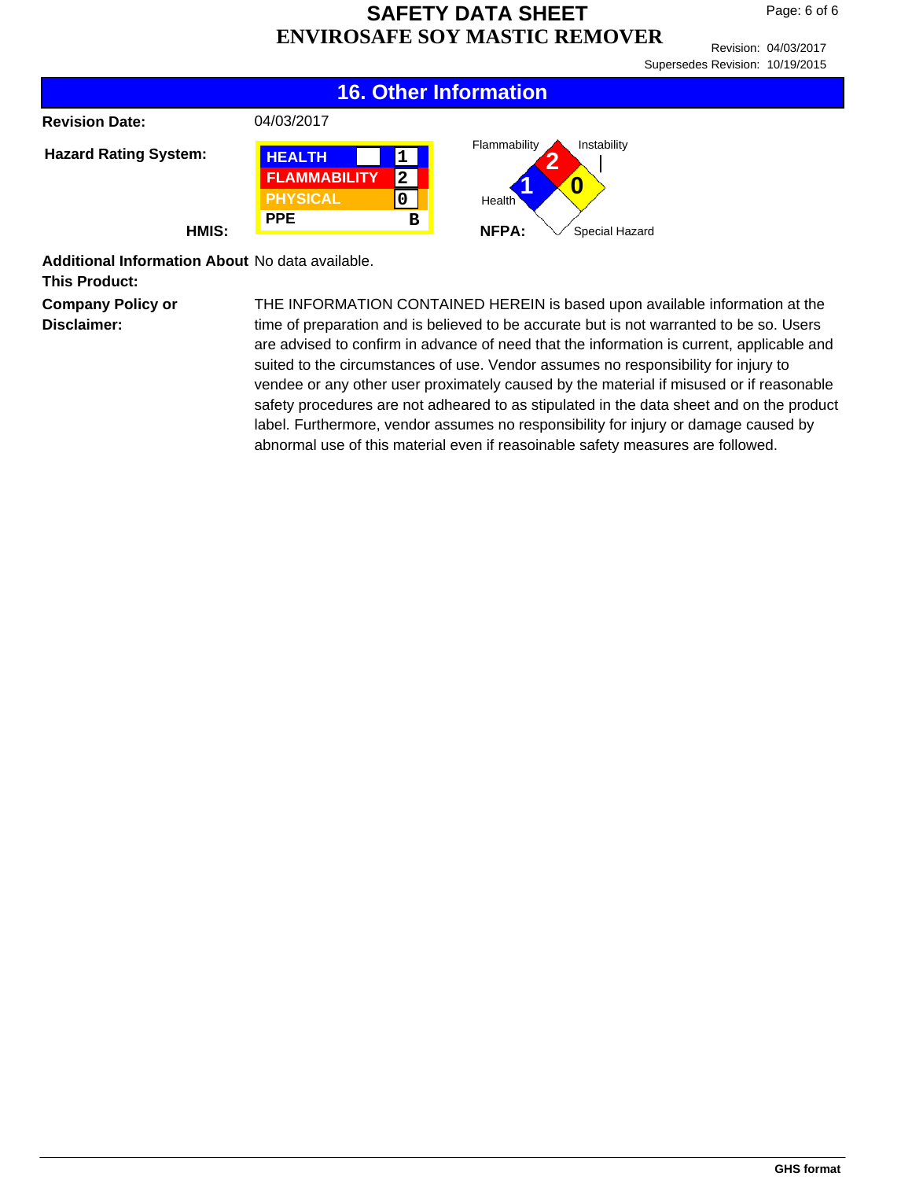## 16. Other Information

**Revision Date:** 04/03/2017

**Hazard Rating System:**

**HMIS:**

| | |
|---|---|
| HEALTH | 1 |
| FLAMMABILITY | 2 |
| PHYSICAL | 0 |
| PPE | B |

**NFPA:**

Flammability 2

Instability 0

Health 1

Special Hazard

**Additional Information About This Product:** No data available.

**Company Policy or Disclaimer:** THE INFORMATION CONTAINED HEREIN is based upon available information at the time of preparation and is believed to be accurate but is not warranted to be so. Users are advised to confirm in advance of need that the information is current, applicable and suited to the circumstances of use. Vendor assumes no responsibility for injury to vendee or any other user proximately caused by the material if misused or if reasonable safety procedures are not adheared to as stipulated in the data sheet and on the product label. Furthermore, vendor assumes no responsibility for injury or damage caused by abnormal use of this material even if reasoinable safety measures are followed.